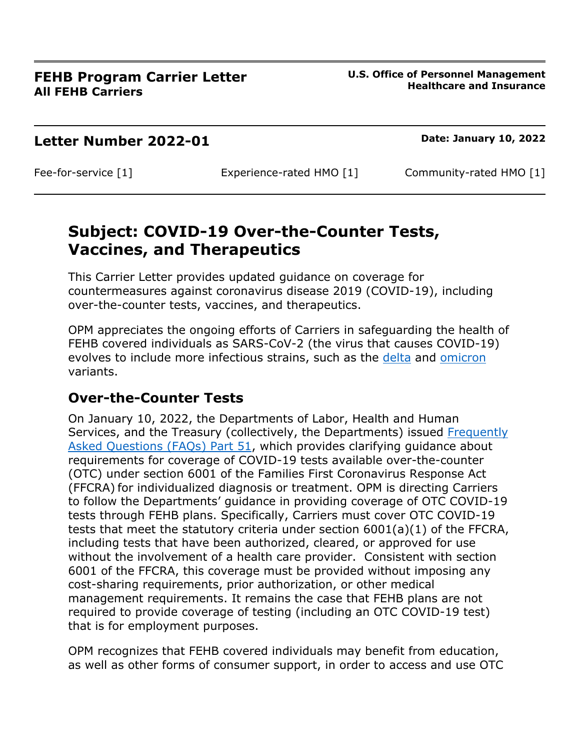**FEHB Program Carrier Letter**
**All FEHB Carriers**

**U.S. Office of Personnel Management**
**Healthcare and Insurance**

## Letter Number 2022-01

**Date: January 10, 2022**

Fee-for-service [1] Experience-rated HMO [1] Community-rated HMO [1]

# Subject: COVID-19 Over-the-Counter Tests, Vaccines, and Therapeutics

This Carrier Letter provides updated guidance on coverage for countermeasures against coronavirus disease 2019 (COVID-19), including over-the-counter tests, vaccines, and therapeutics.

OPM appreciates the ongoing efforts of Carriers in safeguarding the health of FEHB covered individuals as SARS-CoV-2 (the virus that causes COVID-19) evolves to include more infectious strains, such as the delta and omicron variants.

## Over-the-Counter Tests

On January 10, 2022, the Departments of Labor, Health and Human Services, and the Treasury (collectively, the Departments) issued Frequently Asked Questions (FAQs) Part 51, which provides clarifying guidance about requirements for coverage of COVID-19 tests available over-the-counter (OTC) under section 6001 of the Families First Coronavirus Response Act (FFCRA) for individualized diagnosis or treatment. OPM is directing Carriers to follow the Departments' guidance in providing coverage of OTC COVID-19 tests through FEHB plans. Specifically, Carriers must cover OTC COVID-19 tests that meet the statutory criteria under section 6001(a)(1) of the FFCRA, including tests that have been authorized, cleared, or approved for use without the involvement of a health care provider. Consistent with section 6001 of the FFCRA, this coverage must be provided without imposing any cost-sharing requirements, prior authorization, or other medical management requirements. It remains the case that FEHB plans are not required to provide coverage of testing (including an OTC COVID-19 test) that is for employment purposes.

OPM recognizes that FEHB covered individuals may benefit from education, as well as other forms of consumer support, in order to access and use OTC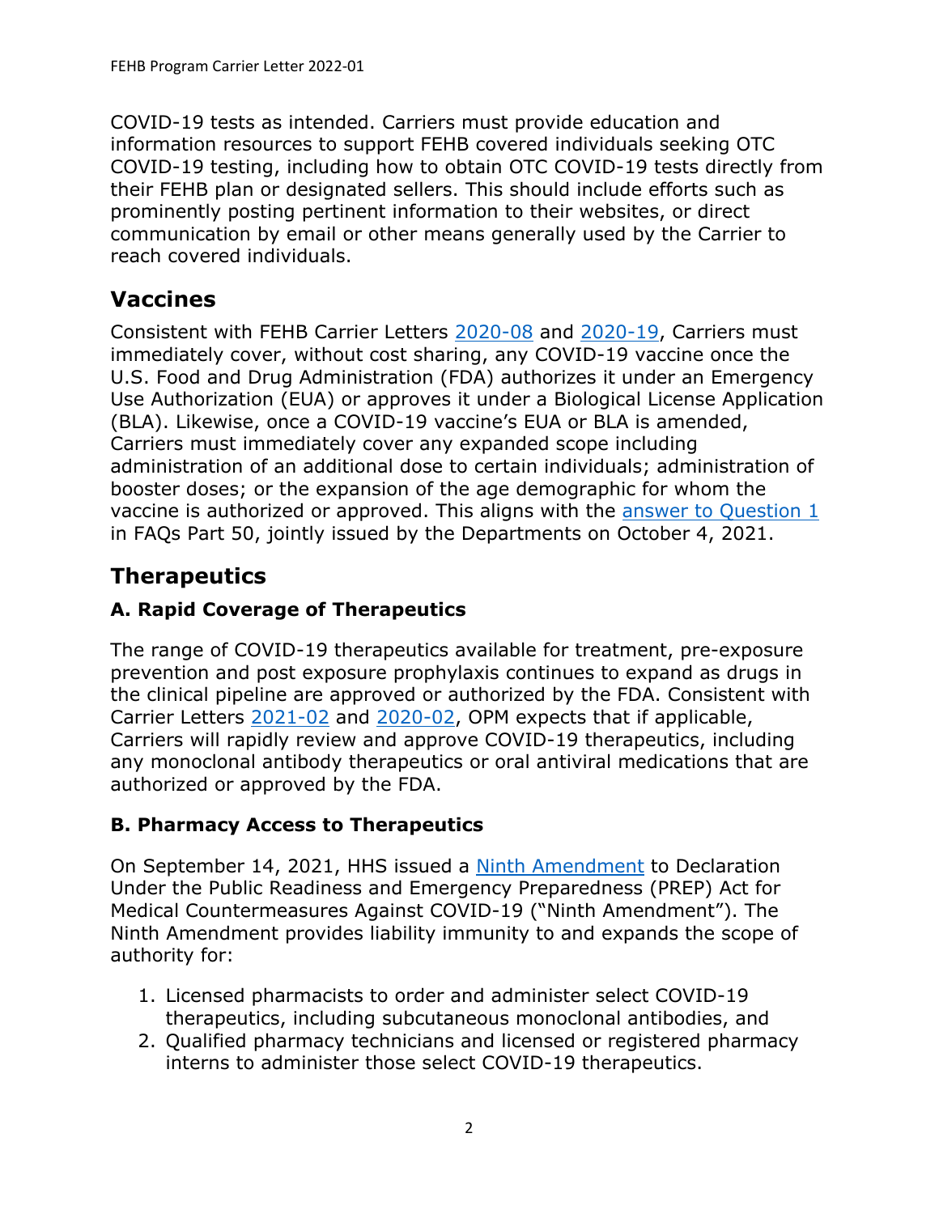COVID-19 tests as intended. Carriers must provide education and information resources to support FEHB covered individuals seeking OTC COVID-19 testing, including how to obtain OTC COVID-19 tests directly from their FEHB plan or designated sellers. This should include efforts such as prominently posting pertinent information to their websites, or direct communication by email or other means generally used by the Carrier to reach covered individuals.

## Vaccines

Consistent with FEHB Carrier Letters 2020-08 and 2020-19, Carriers must immediately cover, without cost sharing, any COVID-19 vaccine once the U.S. Food and Drug Administration (FDA) authorizes it under an Emergency Use Authorization (EUA) or approves it under a Biological License Application (BLA). Likewise, once a COVID-19 vaccine's EUA or BLA is amended, Carriers must immediately cover any expanded scope including administration of an additional dose to certain individuals; administration of booster doses; or the expansion of the age demographic for whom the vaccine is authorized or approved. This aligns with the answer to Question 1 in FAQs Part 50, jointly issued by the Departments on October 4, 2021.

## Therapeutics

### A. Rapid Coverage of Therapeutics

The range of COVID-19 therapeutics available for treatment, pre-exposure prevention and post exposure prophylaxis continues to expand as drugs in the clinical pipeline are approved or authorized by the FDA. Consistent with Carrier Letters 2021-02 and 2020-02, OPM expects that if applicable, Carriers will rapidly review and approve COVID-19 therapeutics, including any monoclonal antibody therapeutics or oral antiviral medications that are authorized or approved by the FDA.

### B. Pharmacy Access to Therapeutics

On September 14, 2021, HHS issued a Ninth Amendment to Declaration Under the Public Readiness and Emergency Preparedness (PREP) Act for Medical Countermeasures Against COVID-19 ("Ninth Amendment"). The Ninth Amendment provides liability immunity to and expands the scope of authority for:

1. Licensed pharmacists to order and administer select COVID-19 therapeutics, including subcutaneous monoclonal antibodies, and
2. Qualified pharmacy technicians and licensed or registered pharmacy interns to administer those select COVID-19 therapeutics.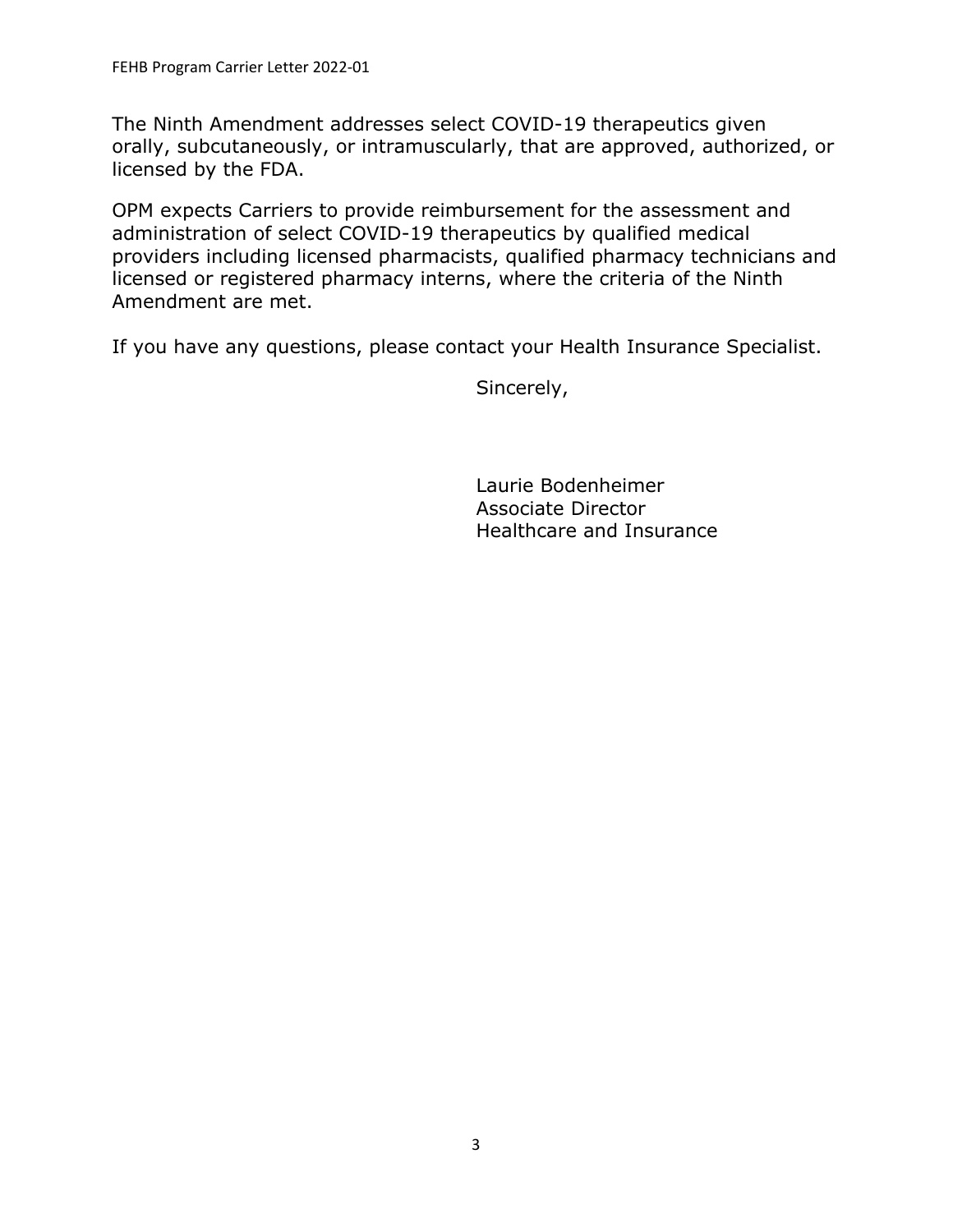The Ninth Amendment addresses select COVID-19 therapeutics given orally, subcutaneously, or intramuscularly, that are approved, authorized, or licensed by the FDA.

OPM expects Carriers to provide reimbursement for the assessment and administration of select COVID-19 therapeutics by qualified medical providers including licensed pharmacists, qualified pharmacy technicians and licensed or registered pharmacy interns, where the criteria of the Ninth Amendment are met.

If you have any questions, please contact your Health Insurance Specialist.

Sincerely,

Laurie Bodenheimer
Associate Director
Healthcare and Insurance